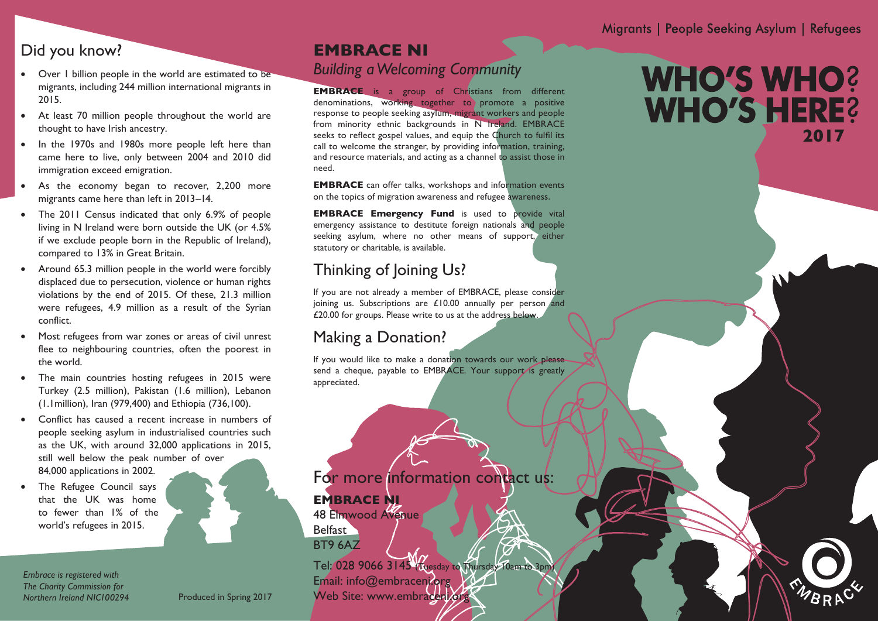## Did you know?

- Over 1 billion people in the world are estimated to be migrants, including 244 million international migrants in 2015.
- At least 70 million people throughout the world are thought to have Irish ancestry.
- In the 1970s and 1980s more people left here than came here to live, only between 2004 and 2010 did immigration exceed emigration.
- As the economy began to recover, 2,200 more migrants came here than left in 2013–14.
- The 2011 Census indicated that only 6.9% of people living in N Ireland were born outside the UK (or 4.5% if we exclude people born in the Republic of Ireland), compared to 13% in Great Britain.
- Around 65.3 million people in the world were forcibly displaced due to persecution, violence or human rights violations by the end of 2015. Of these, 21.3 million were refugees, 4.9 million as a result of the Syrian conflict.
- Most refugees from war zones or areas of civil unrest flee to neighbouring countries, often the poorest in the world.
- The main countries hosting refugees in 2015 were Turkey (2.5 million), Pakistan (1.6 million), Lebanon (1.1million), Iran (979,400) and Ethiopia (736,100).
- Conflict has caused a recent increase in numbers of people seeking asylum in industrialised countries such as the UK, with around 32,000 applications in 2015, still well below the peak number of over 84,000 applications in 2002.
- The Refugee Council says that the UK was home to fewer than 1% of the world's refugees in 2015.

*Embrace is registered with The Charity Commission for Northern Ireland NIC100294*

Produced in Spring 2017

# EMBRACE NI

*Building a Welcoming Community*

**EMBRACE** is a group of Christians from different denominations, working together to promote a positive response to people seeking asylum, migrant workers and people from minority ethnic backgrounds in N Ireland. EMBRACE seeks to reflect gospel values, and equip the Church to fulfil its call to welcome the stranger, by providing information, training, and resource materials, and acting as a channel to assist those in need.

**EMBRACE** can offer talks, workshops and information events on the topics of migration awareness and refugee awareness.

**EMBRACE Emergency Fund** is used to provide vital emergency assistance to destitute foreign nationals and people seeking asylum, where no other means of support, either statutory or charitable, is available.

## Thinking of Joining Us?

If you are not already a member of EMBRACE, please consider joining us. Subscriptions are £10.00 annually per person and £20.00 for groups. Please write to us at the address below.

## Making a Donation?

If you would like to make a donation towards our work please send a cheque, payable to EMBRACE. Your support is greatly appreciated.

## For more information contact us:

**EMBRACE NI**
48 Elmwood Avenue
Belfast
BT9 6AZ

Tel: 028 9066 3145 (Tuesday to Thursday 10am to 3pm)
Email: info@embraceni.org
Web Site: www.embraceni.org

Migrants | People Seeking Asylum | Refugees

# WHO'S WHO? WHO'S HERE?

**2017**

EMBRACE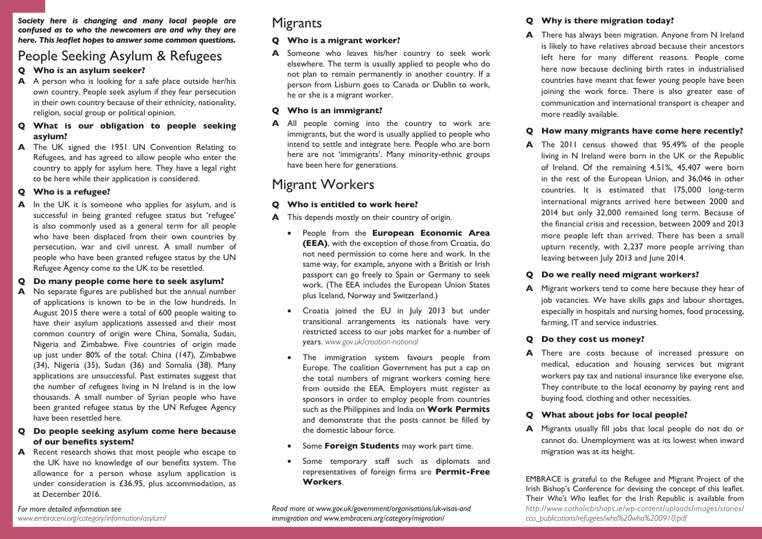***Society here is changing and many local people are confused as to who the newcomers are and why they are here. This leaflet hopes to answer some common questions.***

# People Seeking Asylum & Refugees

**Q Who is an asylum seeker?**

**A** A person who is looking for a safe place outside her/his own country. People seek asylum if they fear persecution in their own country because of their ethnicity, nationality, religion, social group or political opinion.

**Q What is our obligation to people seeking asylum?**

**A** The UK signed the 1951 UN Convention Relating to Refugees, and has agreed to allow people who enter the country to apply for asylum here. They have a legal right to be here while their application is considered.

**Q Who is a refugee?**

**A** In the UK it is someone who applies for asylum, and is successful in being granted refugee status but 'refugee' is also commonly used as a general term for all people who have been displaced from their own countries by persecution, war and civil unrest. A small number of people who have been granted refugee status by the UN Refugee Agency come to the UK to be resettled.

**Q Do many people come here to seek asylum?**

**A** No separate figures are published but the annual number of applications is known to be in the low hundreds. In August 2015 there were a total of 600 people waiting to have their asylum applications assessed and their most common country of origin were China, Somalia, Sudan, Nigeria and Zimbabwe. Five countries of origin made up just under 80% of the total: China (147), Zimbabwe (34), Nigeria (35), Sudan (36) and Somalia (38). Many applications are unsuccessful. Past estimates suggest that the number of refugees living in N Ireland is in the low thousands. A small number of Syrian people who have been granted refugee status by the UN Refugee Agency have been resettled here.

**Q Do people seeking asylum come here because of our benefits system?**

**A** Recent research shows that most people who escape to the UK have no knowledge of our benefits system. The allowance for a person whose asylum application is under consideration is £36.95, plus accommodation, as at December 2016.

*For more detailed information see www.embraceni.org/category/information/asylum/*

# Migrants

**Q Who is a migrant worker?**

**A** Someone who leaves his/her country to seek work elsewhere. The term is usually applied to people who do not plan to remain permanently in another country. If a person from Lisburn goes to Canada or Dublin to work, he or she is a migrant worker.

**Q Who is an immigrant?**

**A** All people coming into the country to work are immigrants, but the word is usually applied to people who intend to settle and integrate here. People who are born here are not 'immigrants'. Many minority-ethnic groups have been here for generations.

# Migrant Workers

**Q Who is entitled to work here?**

**A** This depends mostly on their country of origin.

- People from the **European Economic Area (EEA)**, with the exception of those from Croatia, do not need permission to come here and work. In the same way, for example, anyone with a British or Irish passport can go freely to Spain or Germany to seek work. (The EEA includes the European Union States plus Iceland, Norway and Switzerland.)
- Croatia joined the EU in July 2013 but under transitional arrangements its nationals have very restricted access to our jobs market for a number of years. *www.gov.uk/croatian-national*
- The immigration system favours people from Europe. The coalition Government has put a cap on the total numbers of migrant workers coming here from outside the EEA. Employers must register as sponsors in order to employ people from countries such as the Philippines and India on **Work Permits** and demonstrate that the posts cannot be filled by the domestic labour force.
- Some **Foreign Students** may work part time.
- Some temporary staff such as diplomats and representatives of foreign firms are **Permit-Free Workers**.

*Read more at www.gov.uk/government/organisations/uk-visas-and immigration and www.embraceni.org/category/migration/*

**Q Why is there migration today?**

**A** There has always been migration. Anyone from N Ireland is likely to have relatives abroad because their ancestors left here for many different reasons. People come here now because declining birth rates in industrialised countries have meant that fewer young people have been joining the work force. There is also greater ease of communication and international transport is cheaper and more readily available.

**Q How many migrants have come here recently?**

**A** The 2011 census showed that 95.49% of the people living in N Ireland were born in the UK or the Republic of Ireland. Of the remaining 4.51%, 45,407 were born in the rest of the European Union, and 36,046 in other countries. It is estimated that 175,000 long-term international migrants arrived here between 2000 and 2014 but only 32,000 remained long term. Because of the financial crisis and recession, between 2009 and 2013 more people left than arrived. There has been a small upturn recently, with 2,237 more people arriving than leaving between July 2013 and June 2014.

**Q Do we really need migrant workers?**

**A** Migrant workers tend to come here because they hear of job vacancies. We have skills gaps and labour shortages, especially in hospitals and nursing homes, food processing, farming, IT and service industries.

**Q Do they cost us money?**

**A** There are costs because of increased pressure on medical, education and housing services but migrant workers pay tax and national insurance like everyone else. They contribute to the local economy by paying rent and buying food, clothing and other necessities.

**Q What about jobs for local people?**

**A** Migrants usually fill jobs that local people do not do or cannot do. Unemployment was at its lowest when inward migration was at its height.

EMBRACE is grateful to the Refugee and Migrant Project of the Irish Bishop's Conference for devising the concept of this leaflet. Their *Who's Who* leaflet for the Irish Republic is available from *http://www.catholicbishops.ie/wp-content/uploads/images/stories/cco_publications/refugees/who%20who%200910.pdf*